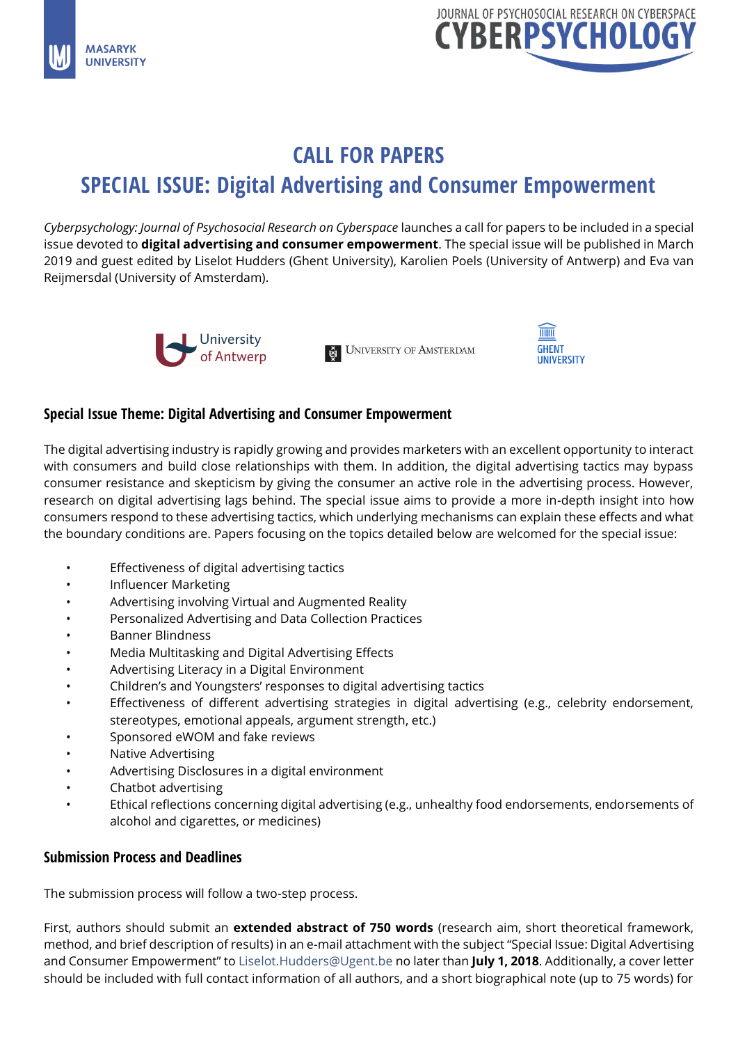# CALL FOR PAPERS

# SPECIAL ISSUE: Digital Advertising and Consumer Empowerment

*Cyberpsychology: Journal of Psychosocial Research on Cyberspace* launches a call for papers to be included in a special issue devoted to **digital advertising and consumer empowerment**. The special issue will be published in March 2019 and guest edited by Liselot Hudders (Ghent University), Karolien Poels (University of Antwerp) and Eva van Reijmersdal (University of Amsterdam).

## Special Issue Theme: Digital Advertising and Consumer Empowerment

The digital advertising industry is rapidly growing and provides marketers with an excellent opportunity to interact with consumers and build close relationships with them. In addition, the digital advertising tactics may bypass consumer resistance and skepticism by giving the consumer an active role in the advertising process. However, research on digital advertising lags behind. The special issue aims to provide a more in-depth insight into how consumers respond to these advertising tactics, which underlying mechanisms can explain these effects and what the boundary conditions are. Papers focusing on the topics detailed below are welcomed for the special issue:

- Effectiveness of digital advertising tactics
- Influencer Marketing
- Advertising involving Virtual and Augmented Reality
- Personalized Advertising and Data Collection Practices
- Banner Blindness
- Media Multitasking and Digital Advertising Effects
- Advertising Literacy in a Digital Environment
- Children's and Youngsters' responses to digital advertising tactics
- Effectiveness of different advertising strategies in digital advertising (e.g., celebrity endorsement, stereotypes, emotional appeals, argument strength, etc.)
- Sponsored eWOM and fake reviews
- Native Advertising
- Advertising Disclosures in a digital environment
- Chatbot advertising
- Ethical reflections concerning digital advertising (e.g., unhealthy food endorsements, endorsements of alcohol and cigarettes, or medicines)

## Submission Process and Deadlines

The submission process will follow a two-step process.

First, authors should submit an **extended abstract of 750 words** (research aim, short theoretical framework, method, and brief description of results) in an e-mail attachment with the subject "Special Issue: Digital Advertising and Consumer Empowerment" to Liselot.Hudders@Ugent.be no later than **July 1, 2018**. Additionally, a cover letter should be included with full contact information of all authors, and a short biographical note (up to 75 words) for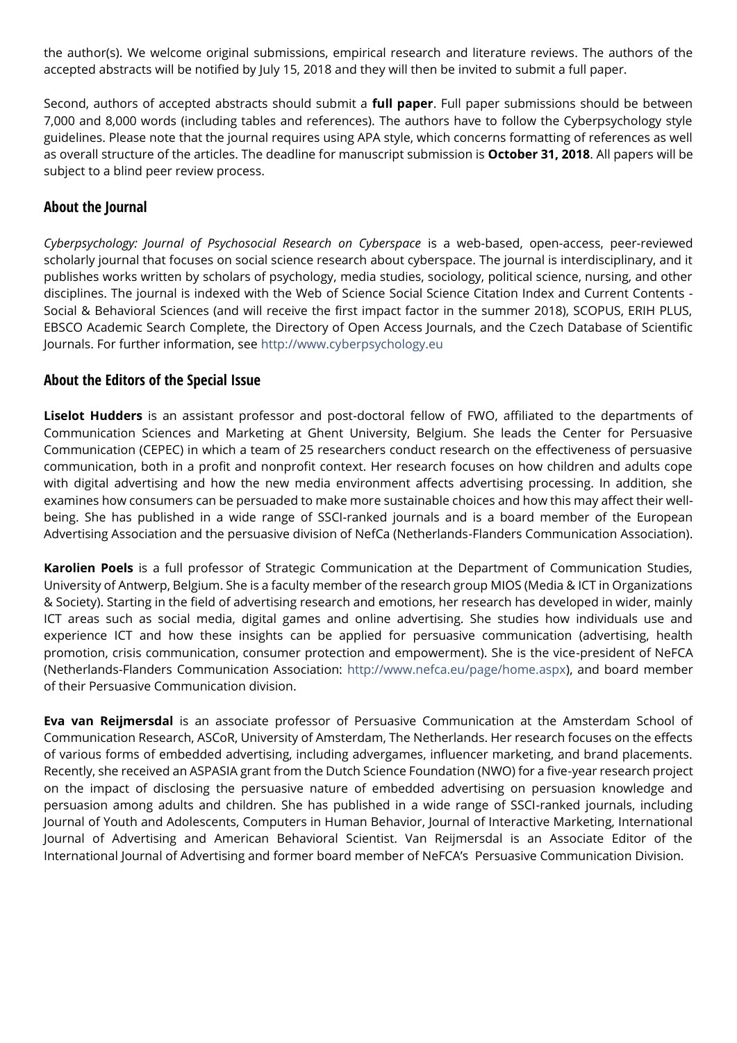the author(s). We welcome original submissions, empirical research and literature reviews. The authors of the accepted abstracts will be notified by July 15, 2018 and they will then be invited to submit a full paper.

Second, authors of accepted abstracts should submit a **full paper**. Full paper submissions should be between 7,000 and 8,000 words (including tables and references). The authors have to follow the Cyberpsychology style guidelines. Please note that the journal requires using APA style, which concerns formatting of references as well as overall structure of the articles. The deadline for manuscript submission is **October 31, 2018**. All papers will be subject to a blind peer review process.

## About the Journal

*Cyberpsychology: Journal of Psychosocial Research on Cyberspace* is a web-based, open-access, peer-reviewed scholarly journal that focuses on social science research about cyberspace. The journal is interdisciplinary, and it publishes works written by scholars of psychology, media studies, sociology, political science, nursing, and other disciplines. The journal is indexed with the Web of Science Social Science Citation Index and Current Contents - Social & Behavioral Sciences (and will receive the first impact factor in the summer 2018), SCOPUS, ERIH PLUS, EBSCO Academic Search Complete, the Directory of Open Access Journals, and the Czech Database of Scientific Journals. For further information, see http://www.cyberpsychology.eu

## About the Editors of the Special Issue

**Liselot Hudders** is an assistant professor and post-doctoral fellow of FWO, affiliated to the departments of Communication Sciences and Marketing at Ghent University, Belgium. She leads the Center for Persuasive Communication (CEPEC) in which a team of 25 researchers conduct research on the effectiveness of persuasive communication, both in a profit and nonprofit context. Her research focuses on how children and adults cope with digital advertising and how the new media environment affects advertising processing. In addition, she examines how consumers can be persuaded to make more sustainable choices and how this may affect their well-being. She has published in a wide range of SSCI-ranked journals and is a board member of the European Advertising Association and the persuasive division of NefCa (Netherlands-Flanders Communication Association).

**Karolien Poels** is a full professor of Strategic Communication at the Department of Communication Studies, University of Antwerp, Belgium. She is a faculty member of the research group MIOS (Media & ICT in Organizations & Society). Starting in the field of advertising research and emotions, her research has developed in wider, mainly ICT areas such as social media, digital games and online advertising. She studies how individuals use and experience ICT and how these insights can be applied for persuasive communication (advertising, health promotion, crisis communication, consumer protection and empowerment). She is the vice-president of NeFCA (Netherlands-Flanders Communication Association: http://www.nefca.eu/page/home.aspx), and board member of their Persuasive Communication division.

**Eva van Reijmersdal** is an associate professor of Persuasive Communication at the Amsterdam School of Communication Research, ASCoR, University of Amsterdam, The Netherlands. Her research focuses on the effects of various forms of embedded advertising, including advergames, influencer marketing, and brand placements. Recently, she received an ASPASIA grant from the Dutch Science Foundation (NWO) for a five-year research project on the impact of disclosing the persuasive nature of embedded advertising on persuasion knowledge and persuasion among adults and children. She has published in a wide range of SSCI-ranked journals, including Journal of Youth and Adolescents, Computers in Human Behavior, Journal of Interactive Marketing, International Journal of Advertising and American Behavioral Scientist. Van Reijmersdal is an Associate Editor of the International Journal of Advertising and former board member of NeFCA's Persuasive Communication Division.